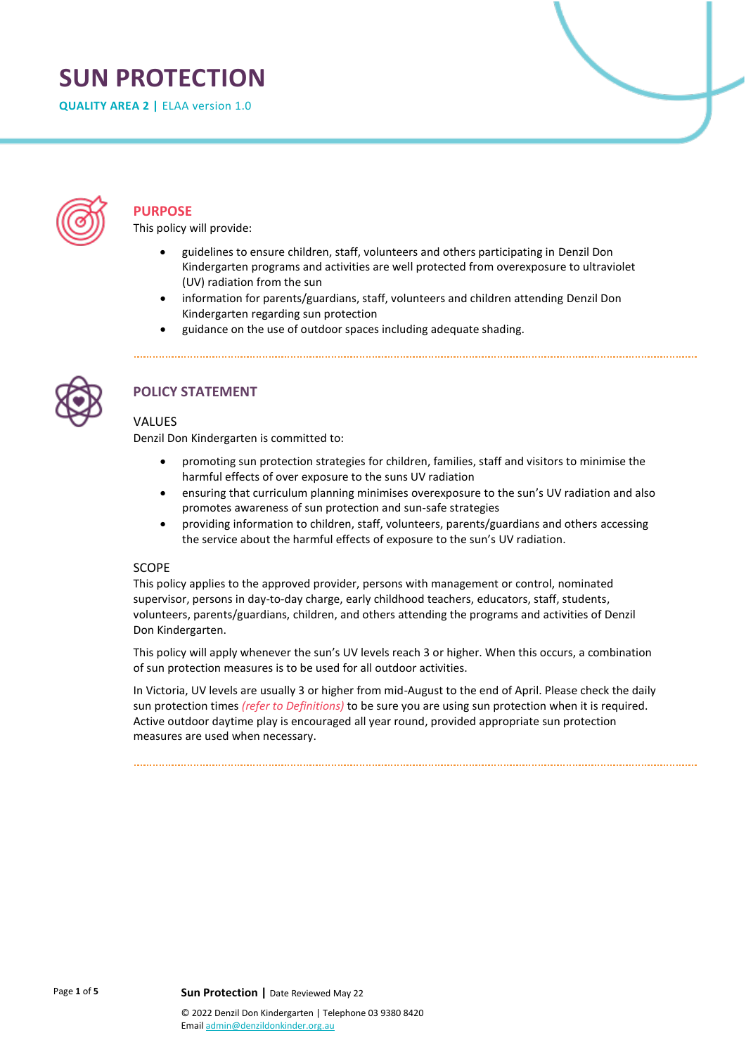# SUN PROTECTION

**QUALITY AREA 2 |** ELAA version 1.0

## PURPOSE

This policy will provide:

- guidelines to ensure children, staff, volunteers and others participating in Denzil Don Kindergarten programs and activities are well protected from overexposure to ultraviolet (UV) radiation from the sun
- information for parents/guardians, staff, volunteers and children attending Denzil Don Kindergarten regarding sun protection
- guidance on the use of outdoor spaces including adequate shading.

## POLICY STATEMENT

### VALUES

Denzil Don Kindergarten is committed to:

- promoting sun protection strategies for children, families, staff and visitors to minimise the harmful effects of over exposure to the suns UV radiation
- ensuring that curriculum planning minimises overexposure to the sun's UV radiation and also promotes awareness of sun protection and sun-safe strategies
- providing information to children, staff, volunteers, parents/guardians and others accessing the service about the harmful effects of exposure to the sun's UV radiation.

### SCOPE

This policy applies to the approved provider, persons with management or control, nominated supervisor, persons in day-to-day charge, early childhood teachers, educators, staff, students, volunteers, parents/guardians, children, and others attending the programs and activities of Denzil Don Kindergarten.

This policy will apply whenever the sun's UV levels reach 3 or higher. When this occurs, a combination of sun protection measures is to be used for all outdoor activities.

In Victoria, UV levels are usually 3 or higher from mid-August to the end of April. Please check the daily sun protection times *(refer to Definitions)* to be sure you are using sun protection when it is required. Active outdoor daytime play is encouraged all year round, provided appropriate sun protection measures are used when necessary.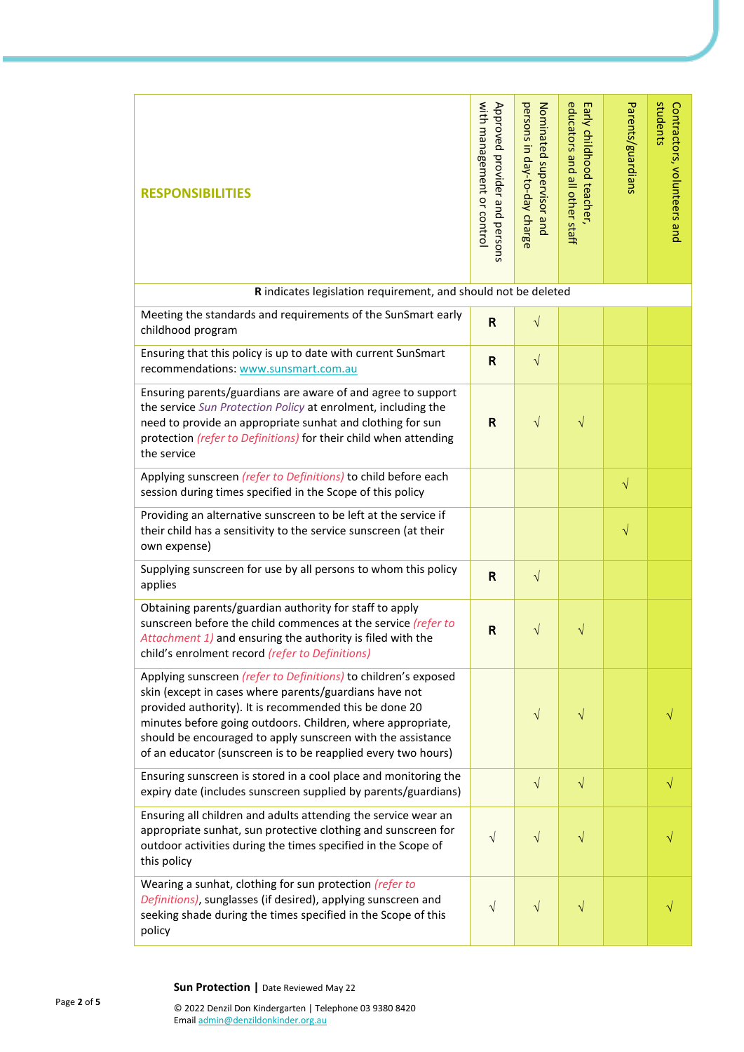| RESPONSIBILITIES | Approved provider and persons with management or control | Nominated supervisor and persons in day-to-day charge | Early childhood teacher, educators and all other staff | Parents/guardians | Contractors, volunteers and students |
|---|---|---|---|---|---|
| **R** indicates legislation requirement, and should not be deleted | | | | | |
| Meeting the standards and requirements of the SunSmart early childhood program | **R** | √ | | | |
| Ensuring that this policy is up to date with current SunSmart recommendations: www.sunsmart.com.au | **R** | √ | | | |
| Ensuring parents/guardians are aware of and agree to support the service *Sun Protection Policy* at enrolment, including the need to provide an appropriate sunhat and clothing for sun protection *(refer to Definitions)* for their child when attending the service | **R** | √ | √ | | |
| Applying sunscreen *(refer to Definitions)* to child before each session during times specified in the Scope of this policy | | | | √ | |
| Providing an alternative sunscreen to be left at the service if their child has a sensitivity to the service sunscreen (at their own expense) | | | | √ | |
| Supplying sunscreen for use by all persons to whom this policy applies | **R** | √ | | | |
| Obtaining parents/guardian authority for staff to apply sunscreen before the child commences at the service *(refer to Attachment 1)* and ensuring the authority is filed with the child's enrolment record *(refer to Definitions)* | **R** | √ | √ | | |
| Applying sunscreen *(refer to Definitions)* to children's exposed skin (except in cases where parents/guardians have not provided authority). It is recommended this be done 20 minutes before going outdoors. Children, where appropriate, should be encouraged to apply sunscreen with the assistance of an educator (sunscreen is to be reapplied every two hours) | | √ | √ | | √ |
| Ensuring sunscreen is stored in a cool place and monitoring the expiry date (includes sunscreen supplied by parents/guardians) | | √ | √ | | √ |
| Ensuring all children and adults attending the service wear an appropriate sunhat, sun protective clothing and sunscreen for outdoor activities during the times specified in the Scope of this policy | √ | √ | √ | | √ |
| Wearing a sunhat, clothing for sun protection *(refer to Definitions)*, sunglasses (if desired), applying sunscreen and seeking shade during the times specified in the Scope of this policy | √ | √ | √ | | √ |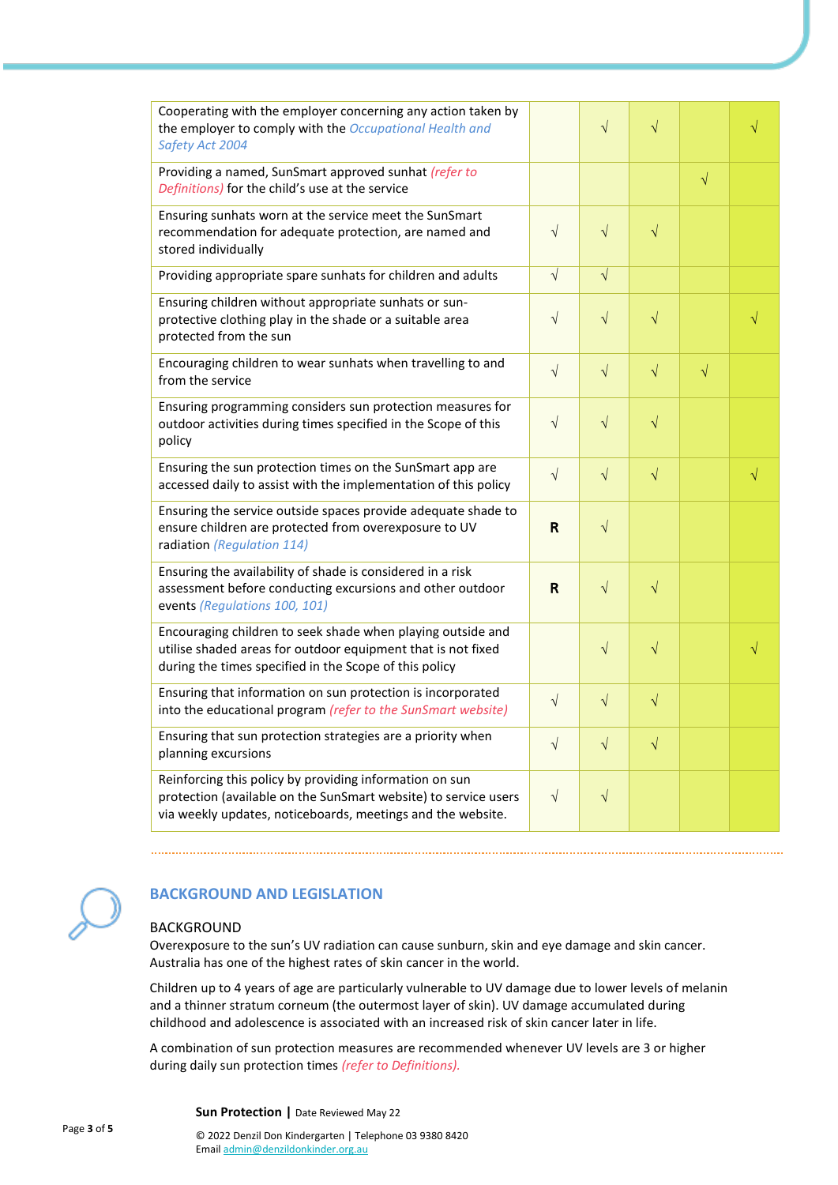| | | | | | |
|---|---|---|---|---|---|
| Cooperating with the employer concerning any action taken by the employer to comply with the *Occupational Health and Safety Act 2004* | | √ | √ | | √ |
| Providing a named, SunSmart approved sunhat *(refer to Definitions)* for the child's use at the service | | | | √ | |
| Ensuring sunhats worn at the service meet the SunSmart recommendation for adequate protection, are named and stored individually | √ | √ | √ | | |
| Providing appropriate spare sunhats for children and adults | √ | √ | | | |
| Ensuring children without appropriate sunhats or sun-protective clothing play in the shade or a suitable area protected from the sun | √ | √ | √ | | √ |
| Encouraging children to wear sunhats when travelling to and from the service | √ | √ | √ | √ | |
| Ensuring programming considers sun protection measures for outdoor activities during times specified in the Scope of this policy | √ | √ | √ | | |
| Ensuring the sun protection times on the SunSmart app are accessed daily to assist with the implementation of this policy | √ | √ | √ | | √ |
| Ensuring the service outside spaces provide adequate shade to ensure children are protected from overexposure to UV radiation *(Regulation 114)* | **R** | √ | | | |
| Ensuring the availability of shade is considered in a risk assessment before conducting excursions and other outdoor events *(Regulations 100, 101)* | **R** | √ | √ | | |
| Encouraging children to seek shade when playing outside and utilise shaded areas for outdoor equipment that is not fixed during the times specified in the Scope of this policy | | √ | √ | | √ |
| Ensuring that information on sun protection is incorporated into the educational program *(refer to the SunSmart website)* | √ | √ | √ | | |
| Ensuring that sun protection strategies are a priority when planning excursions | √ | √ | √ | | |
| Reinforcing this policy by providing information on sun protection (available on the SunSmart website) to service users via weekly updates, noticeboards, meetings and the website. | √ | √ | | | |

## BACKGROUND AND LEGISLATION

### BACKGROUND

Overexposure to the sun's UV radiation can cause sunburn, skin and eye damage and skin cancer. Australia has one of the highest rates of skin cancer in the world.

Children up to 4 years of age are particularly vulnerable to UV damage due to lower levels of melanin and a thinner stratum corneum (the outermost layer of skin). UV damage accumulated during childhood and adolescence is associated with an increased risk of skin cancer later in life.

A combination of sun protection measures are recommended whenever UV levels are 3 or higher during daily sun protection times *(refer to Definitions).*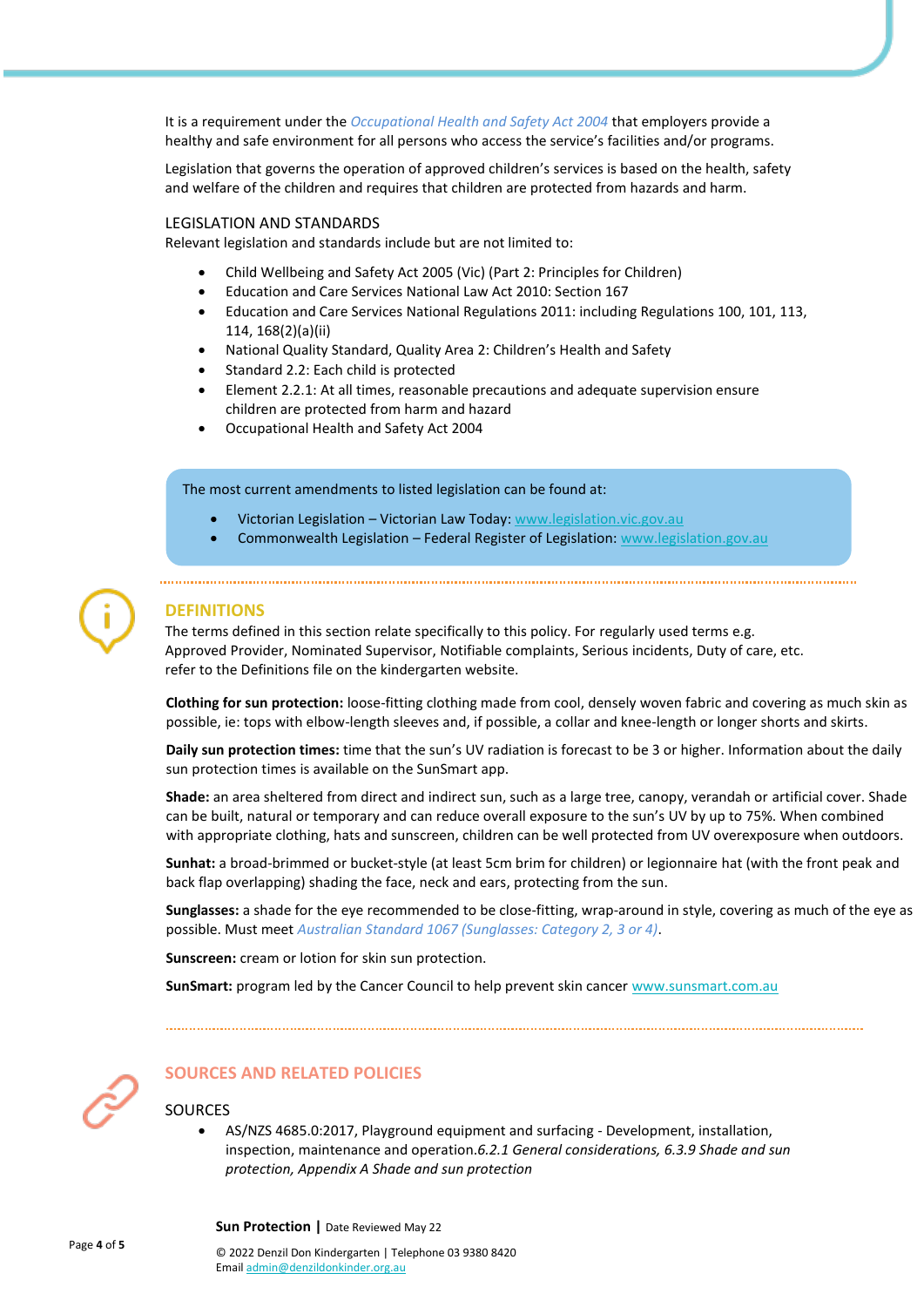It is a requirement under the *Occupational Health and Safety Act 2004* that employers provide a healthy and safe environment for all persons who access the service's facilities and/or programs.

Legislation that governs the operation of approved children's services is based on the health, safety and welfare of the children and requires that children are protected from hazards and harm.

### LEGISLATION AND STANDARDS

Relevant legislation and standards include but are not limited to:

- Child Wellbeing and Safety Act 2005 (Vic) (Part 2: Principles for Children)
- Education and Care Services National Law Act 2010: Section 167
- Education and Care Services National Regulations 2011: including Regulations 100, 101, 113, 114, 168(2)(a)(ii)
- National Quality Standard, Quality Area 2: Children's Health and Safety
- Standard 2.2: Each child is protected
- Element 2.2.1: At all times, reasonable precautions and adequate supervision ensure children are protected from harm and hazard
- Occupational Health and Safety Act 2004

The most current amendments to listed legislation can be found at:

- Victorian Legislation – Victorian Law Today: www.legislation.vic.gov.au
- Commonwealth Legislation – Federal Register of Legislation: www.legislation.gov.au

## DEFINITIONS

The terms defined in this section relate specifically to this policy. For regularly used terms e.g. Approved Provider, Nominated Supervisor, Notifiable complaints, Serious incidents, Duty of care, etc. refer to the Definitions file on the kindergarten website.

**Clothing for sun protection:** loose-fitting clothing made from cool, densely woven fabric and covering as much skin as possible, ie: tops with elbow-length sleeves and, if possible, a collar and knee-length or longer shorts and skirts.

**Daily sun protection times:** time that the sun's UV radiation is forecast to be 3 or higher. Information about the daily sun protection times is available on the SunSmart app.

**Shade:** an area sheltered from direct and indirect sun, such as a large tree, canopy, verandah or artificial cover. Shade can be built, natural or temporary and can reduce overall exposure to the sun's UV by up to 75%. When combined with appropriate clothing, hats and sunscreen, children can be well protected from UV overexposure when outdoors.

**Sunhat:** a broad-brimmed or bucket-style (at least 5cm brim for children) or legionnaire hat (with the front peak and back flap overlapping) shading the face, neck and ears, protecting from the sun.

**Sunglasses:** a shade for the eye recommended to be close-fitting, wrap-around in style, covering as much of the eye as possible. Must meet *Australian Standard 1067 (Sunglasses: Category 2, 3 or 4)*.

**Sunscreen:** cream or lotion for skin sun protection.

**SunSmart:** program led by the Cancer Council to help prevent skin cancer www.sunsmart.com.au

## SOURCES AND RELATED POLICIES

### SOURCES

- AS/NZS 4685.0:2017, Playground equipment and surfacing - Development, installation, inspection, maintenance and operation.*6.2.1 General considerations, 6.3.9 Shade and sun protection, Appendix A Shade and sun protection*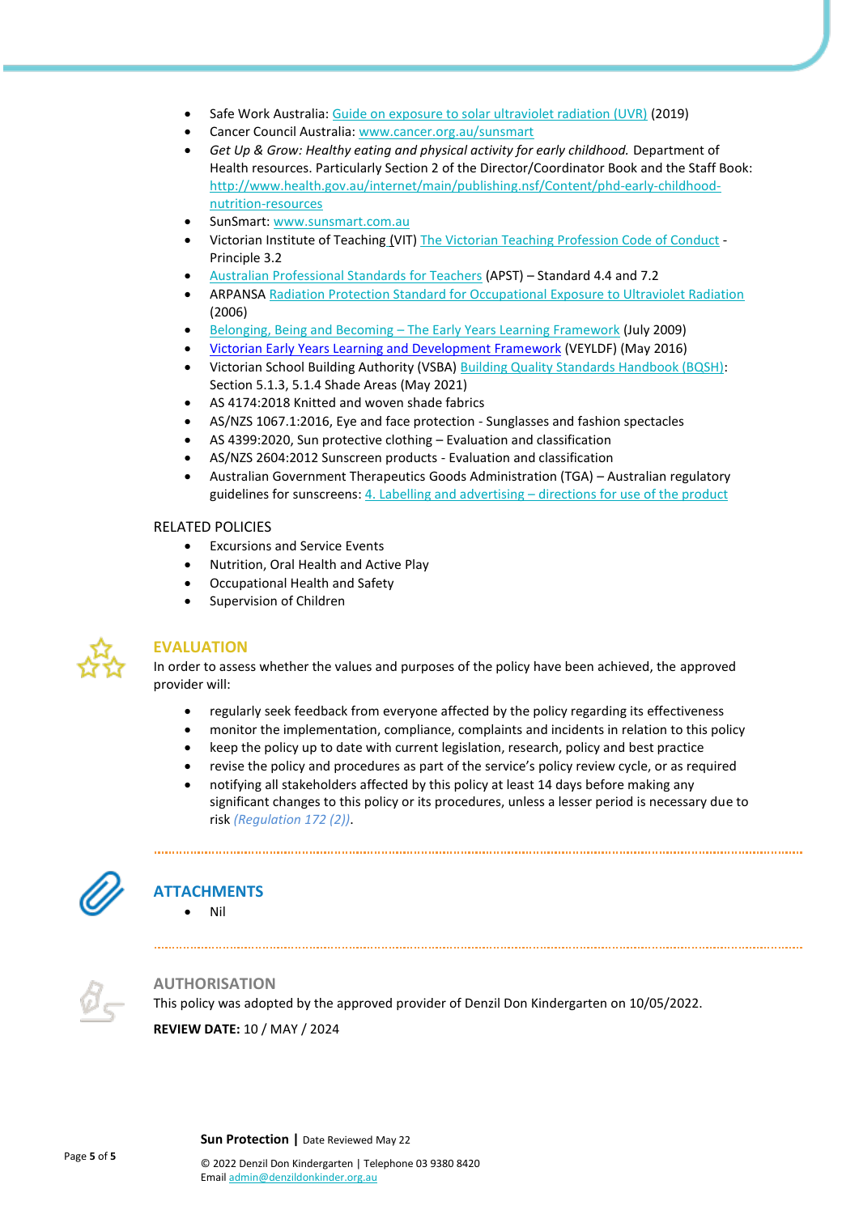- Safe Work Australia: Guide on exposure to solar ultraviolet radiation (UVR) (2019)
- Cancer Council Australia: www.cancer.org.au/sunsmart
- *Get Up & Grow: Healthy eating and physical activity for early childhood.* Department of Health resources. Particularly Section 2 of the Director/Coordinator Book and the Staff Book: http://www.health.gov.au/internet/main/publishing.nsf/Content/phd-early-childhood-nutrition-resources
- SunSmart: www.sunsmart.com.au
- Victorian Institute of Teaching (VIT) The Victorian Teaching Profession Code of Conduct - Principle 3.2
- Australian Professional Standards for Teachers (APST) – Standard 4.4 and 7.2
- ARPANSA Radiation Protection Standard for Occupational Exposure to Ultraviolet Radiation (2006)
- Belonging, Being and Becoming – The Early Years Learning Framework (July 2009)
- Victorian Early Years Learning and Development Framework (VEYLDF) (May 2016)
- Victorian School Building Authority (VSBA) Building Quality Standards Handbook (BQSH): Section 5.1.3, 5.1.4 Shade Areas (May 2021)
- AS 4174:2018 Knitted and woven shade fabrics
- AS/NZS 1067.1:2016, Eye and face protection - Sunglasses and fashion spectacles
- AS 4399:2020, Sun protective clothing – Evaluation and classification
- AS/NZS 2604:2012 Sunscreen products - Evaluation and classification
- Australian Government Therapeutics Goods Administration (TGA) – Australian regulatory guidelines for sunscreens: 4. Labelling and advertising – directions for use of the product

RELATED POLICIES

- Excursions and Service Events
- Nutrition, Oral Health and Active Play
- Occupational Health and Safety
- Supervision of Children

## EVALUATION

In order to assess whether the values and purposes of the policy have been achieved, the approved provider will:

- regularly seek feedback from everyone affected by the policy regarding its effectiveness
- monitor the implementation, compliance, complaints and incidents in relation to this policy
- keep the policy up to date with current legislation, research, policy and best practice
- revise the policy and procedures as part of the service's policy review cycle, or as required
- notifying all stakeholders affected by this policy at least 14 days before making any significant changes to this policy or its procedures, unless a lesser period is necessary due to risk *(Regulation 172 (2))*.

## ATTACHMENTS

- Nil

## AUTHORISATION

This policy was adopted by the approved provider of Denzil Don Kindergarten on 10/05/2022.

**REVIEW DATE:** 10 / MAY / 2024